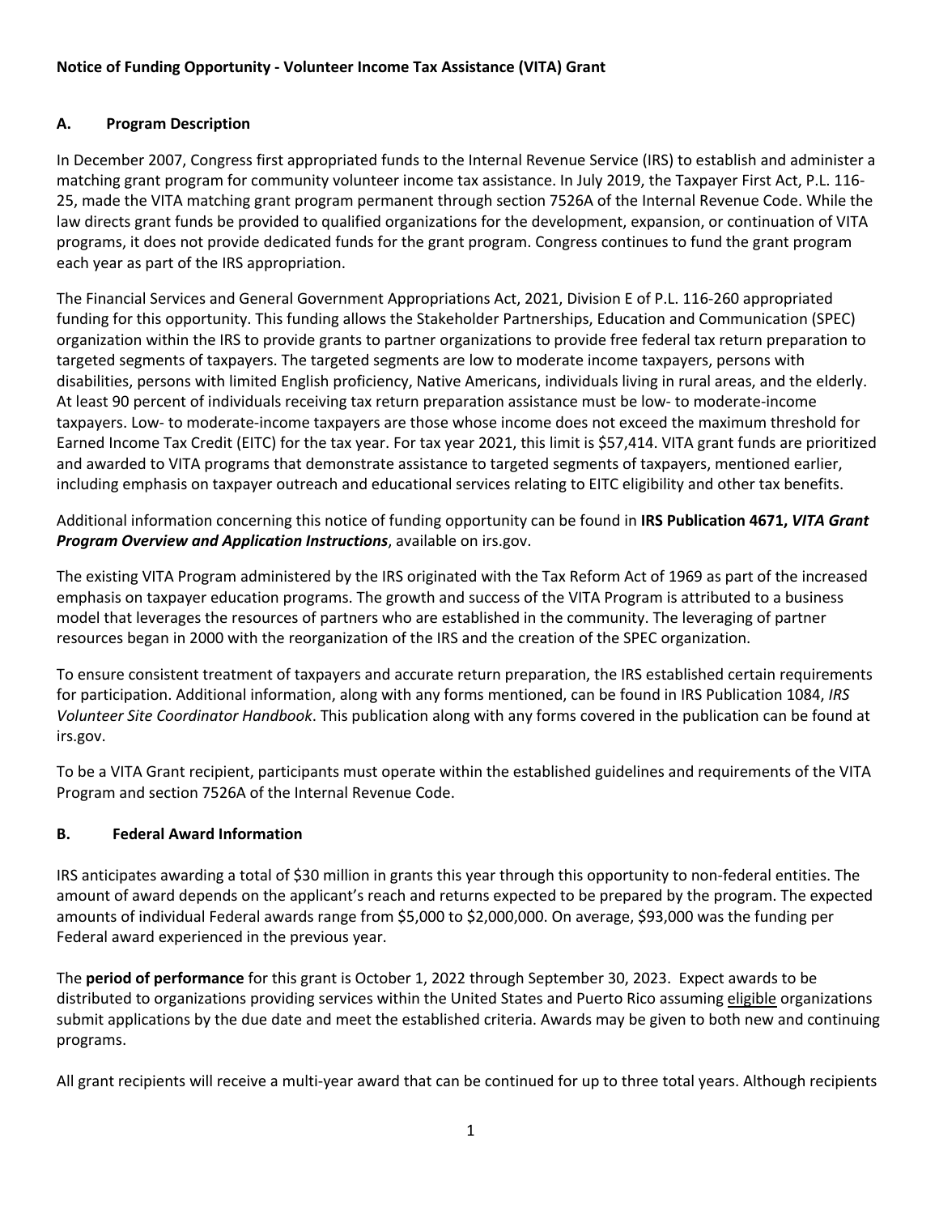**Notice of Funding Opportunity - Volunteer Income Tax Assistance (VITA) Grant**

## A. Program Description

In December 2007, Congress first appropriated funds to the Internal Revenue Service (IRS) to establish and administer a matching grant program for community volunteer income tax assistance. In July 2019, the Taxpayer First Act, P.L. 116-25, made the VITA matching grant program permanent through section 7526A of the Internal Revenue Code. While the law directs grant funds be provided to qualified organizations for the development, expansion, or continuation of VITA programs, it does not provide dedicated funds for the grant program. Congress continues to fund the grant program each year as part of the IRS appropriation.

The Financial Services and General Government Appropriations Act, 2021, Division E of P.L. 116-260 appropriated funding for this opportunity. This funding allows the Stakeholder Partnerships, Education and Communication (SPEC) organization within the IRS to provide grants to partner organizations to provide free federal tax return preparation to targeted segments of taxpayers. The targeted segments are low to moderate income taxpayers, persons with disabilities, persons with limited English proficiency, Native Americans, individuals living in rural areas, and the elderly. At least 90 percent of individuals receiving tax return preparation assistance must be low- to moderate-income taxpayers. Low- to moderate-income taxpayers are those whose income does not exceed the maximum threshold for Earned Income Tax Credit (EITC) for the tax year. For tax year 2021, this limit is $57,414. VITA grant funds are prioritized and awarded to VITA programs that demonstrate assistance to targeted segments of taxpayers, mentioned earlier, including emphasis on taxpayer outreach and educational services relating to EITC eligibility and other tax benefits.

Additional information concerning this notice of funding opportunity can be found in **IRS Publication 4671, *VITA Grant Program Overview and Application Instructions***, available on irs.gov.

The existing VITA Program administered by the IRS originated with the Tax Reform Act of 1969 as part of the increased emphasis on taxpayer education programs. The growth and success of the VITA Program is attributed to a business model that leverages the resources of partners who are established in the community. The leveraging of partner resources began in 2000 with the reorganization of the IRS and the creation of the SPEC organization.

To ensure consistent treatment of taxpayers and accurate return preparation, the IRS established certain requirements for participation. Additional information, along with any forms mentioned, can be found in IRS Publication 1084, *IRS Volunteer Site Coordinator Handbook*. This publication along with any forms covered in the publication can be found at irs.gov.

To be a VITA Grant recipient, participants must operate within the established guidelines and requirements of the VITA Program and section 7526A of the Internal Revenue Code.

## B. Federal Award Information

IRS anticipates awarding a total of $30 million in grants this year through this opportunity to non-federal entities. The amount of award depends on the applicant's reach and returns expected to be prepared by the program. The expected amounts of individual Federal awards range from $5,000 to $2,000,000. On average, $93,000 was the funding per Federal award experienced in the previous year.

The **period of performance** for this grant is October 1, 2022 through September 30, 2023. Expect awards to be distributed to organizations providing services within the United States and Puerto Rico assuming eligible organizations submit applications by the due date and meet the established criteria. Awards may be given to both new and continuing programs.

All grant recipients will receive a multi-year award that can be continued for up to three total years. Although recipients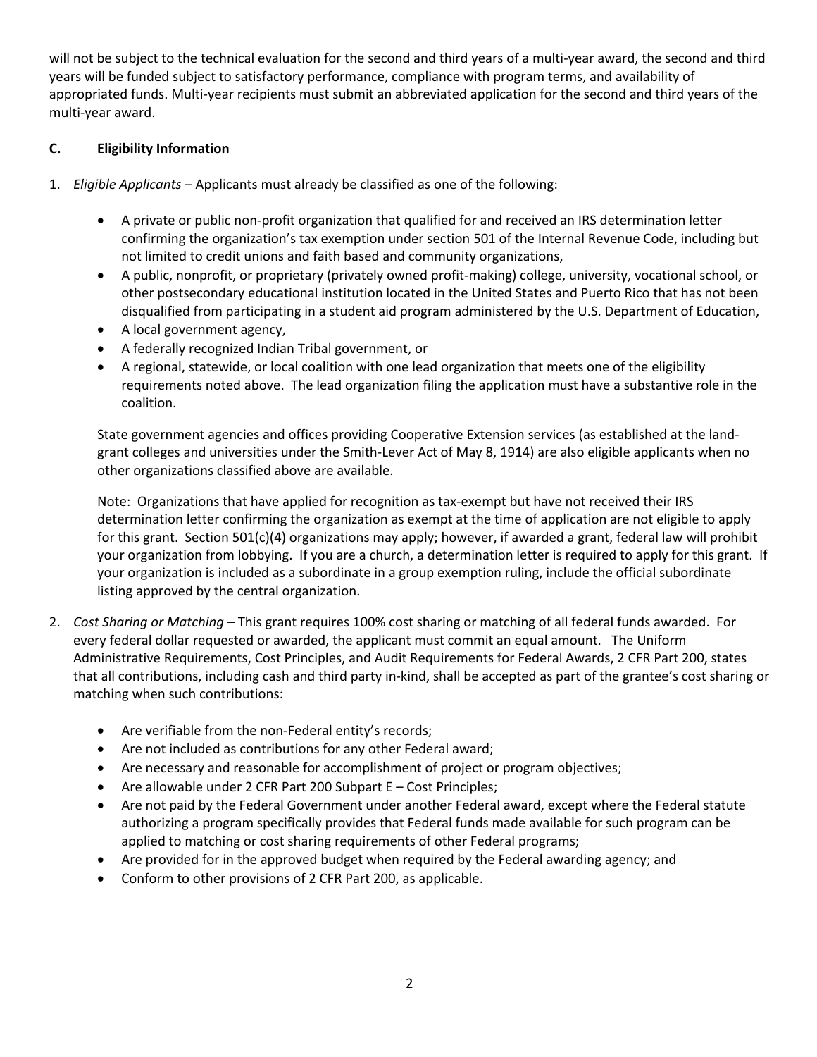will not be subject to the technical evaluation for the second and third years of a multi-year award, the second and third years will be funded subject to satisfactory performance, compliance with program terms, and availability of appropriated funds. Multi-year recipients must submit an abbreviated application for the second and third years of the multi-year award.

### C. Eligibility Information

1. *Eligible Applicants* – Applicants must already be classified as one of the following:

   - A private or public non-profit organization that qualified for and received an IRS determination letter confirming the organization's tax exemption under section 501 of the Internal Revenue Code, including but not limited to credit unions and faith based and community organizations,
   - A public, nonprofit, or proprietary (privately owned profit-making) college, university, vocational school, or other postsecondary educational institution located in the United States and Puerto Rico that has not been disqualified from participating in a student aid program administered by the U.S. Department of Education,
   - A local government agency,
   - A federally recognized Indian Tribal government, or
   - A regional, statewide, or local coalition with one lead organization that meets one of the eligibility requirements noted above. The lead organization filing the application must have a substantive role in the coalition.

   State government agencies and offices providing Cooperative Extension services (as established at the land-grant colleges and universities under the Smith-Lever Act of May 8, 1914) are also eligible applicants when no other organizations classified above are available.

   Note: Organizations that have applied for recognition as tax-exempt but have not received their IRS determination letter confirming the organization as exempt at the time of application are not eligible to apply for this grant. Section 501(c)(4) organizations may apply; however, if awarded a grant, federal law will prohibit your organization from lobbying. If you are a church, a determination letter is required to apply for this grant. If your organization is included as a subordinate in a group exemption ruling, include the official subordinate listing approved by the central organization.

2. *Cost Sharing or Matching* – This grant requires 100% cost sharing or matching of all federal funds awarded. For every federal dollar requested or awarded, the applicant must commit an equal amount. The Uniform Administrative Requirements, Cost Principles, and Audit Requirements for Federal Awards, 2 CFR Part 200, states that all contributions, including cash and third party in-kind, shall be accepted as part of the grantee's cost sharing or matching when such contributions:

   - Are verifiable from the non-Federal entity's records;
   - Are not included as contributions for any other Federal award;
   - Are necessary and reasonable for accomplishment of project or program objectives;
   - Are allowable under 2 CFR Part 200 Subpart E – Cost Principles;
   - Are not paid by the Federal Government under another Federal award, except where the Federal statute authorizing a program specifically provides that Federal funds made available for such program can be applied to matching or cost sharing requirements of other Federal programs;
   - Are provided for in the approved budget when required by the Federal awarding agency; and
   - Conform to other provisions of 2 CFR Part 200, as applicable.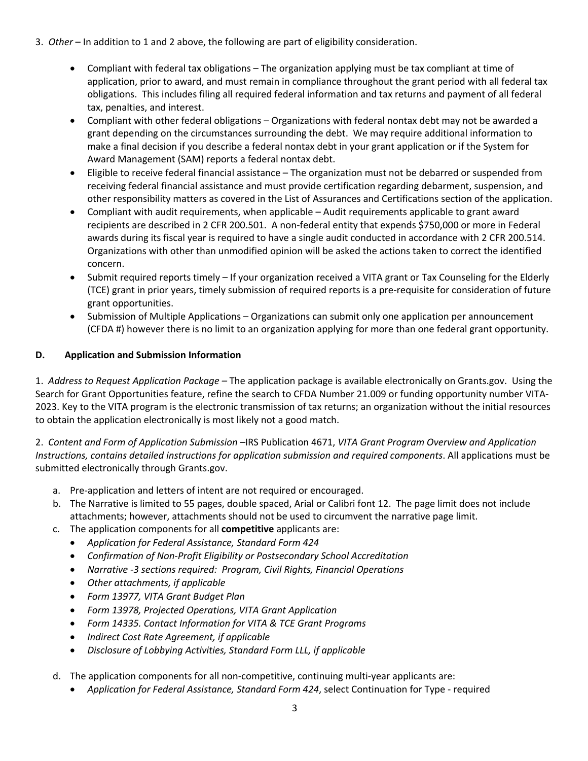3. *Other* – In addition to 1 and 2 above, the following are part of eligibility consideration.

    - Compliant with federal tax obligations – The organization applying must be tax compliant at time of application, prior to award, and must remain in compliance throughout the grant period with all federal tax obligations. This includes filing all required federal information and tax returns and payment of all federal tax, penalties, and interest.
    - Compliant with other federal obligations – Organizations with federal nontax debt may not be awarded a grant depending on the circumstances surrounding the debt. We may require additional information to make a final decision if you describe a federal nontax debt in your grant application or if the System for Award Management (SAM) reports a federal nontax debt.
    - Eligible to receive federal financial assistance – The organization must not be debarred or suspended from receiving federal financial assistance and must provide certification regarding debarment, suspension, and other responsibility matters as covered in the List of Assurances and Certifications section of the application.
    - Compliant with audit requirements, when applicable – Audit requirements applicable to grant award recipients are described in 2 CFR 200.501. A non-federal entity that expends $750,000 or more in Federal awards during its fiscal year is required to have a single audit conducted in accordance with 2 CFR 200.514. Organizations with other than unmodified opinion will be asked the actions taken to correct the identified concern.
    - Submit required reports timely – If your organization received a VITA grant or Tax Counseling for the Elderly (TCE) grant in prior years, timely submission of required reports is a pre-requisite for consideration of future grant opportunities.
    - Submission of Multiple Applications – Organizations can submit only one application per announcement (CFDA #) however there is no limit to an organization applying for more than one federal grant opportunity.

## D. Application and Submission Information

1. *Address to Request Application Package* – The application package is available electronically on Grants.gov. Using the Search for Grant Opportunities feature, refine the search to CFDA Number 21.009 or funding opportunity number VITA-2023. Key to the VITA program is the electronic transmission of tax returns; an organization without the initial resources to obtain the application electronically is most likely not a good match.

2. *Content and Form of Application Submission* –IRS Publication 4671, *VITA Grant Program Overview and Application Instructions, contains detailed instructions for application submission and required components*. All applications must be submitted electronically through Grants.gov.

    a. Pre-application and letters of intent are not required or encouraged.
    b. The Narrative is limited to 55 pages, double spaced, Arial or Calibri font 12. The page limit does not include attachments; however, attachments should not be used to circumvent the narrative page limit.
    c. The application components for all **competitive** applicants are:
        - *Application for Federal Assistance, Standard Form 424*
        - *Confirmation of Non-Profit Eligibility or Postsecondary School Accreditation*
        - *Narrative -3 sections required: Program, Civil Rights, Financial Operations*
        - *Other attachments, if applicable*
        - *Form 13977, VITA Grant Budget Plan*
        - *Form 13978, Projected Operations, VITA Grant Application*
        - *Form 14335. Contact Information for VITA & TCE Grant Programs*
        - *Indirect Cost Rate Agreement, if applicable*
        - *Disclosure of Lobbying Activities, Standard Form LLL, if applicable*
    d. The application components for all non-competitive, continuing multi-year applicants are:
        - *Application for Federal Assistance, Standard Form 424*, select Continuation for Type - required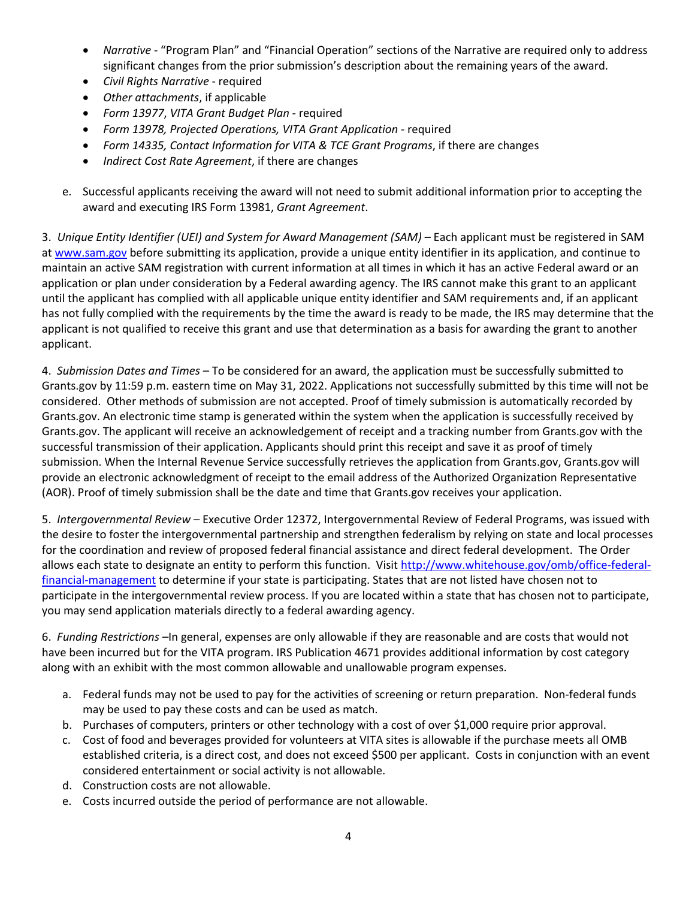- *Narrative* - "Program Plan" and "Financial Operation" sections of the Narrative are required only to address significant changes from the prior submission's description about the remaining years of the award.
- *Civil Rights Narrative* - required
- *Other attachments*, if applicable
- *Form 13977*, *VITA Grant Budget Plan* - required
- *Form 13978, Projected Operations, VITA Grant Application* - required
- *Form 14335, Contact Information for VITA & TCE Grant Programs*, if there are changes
- *Indirect Cost Rate Agreement*, if there are changes

e. Successful applicants receiving the award will not need to submit additional information prior to accepting the award and executing IRS Form 13981, *Grant Agreement*.

3. *Unique Entity Identifier (UEI) and System for Award Management (SAM)* – Each applicant must be registered in SAM at [www.sam.gov](www.sam.gov) before submitting its application, provide a unique entity identifier in its application, and continue to maintain an active SAM registration with current information at all times in which it has an active Federal award or an application or plan under consideration by a Federal awarding agency. The IRS cannot make this grant to an applicant until the applicant has complied with all applicable unique entity identifier and SAM requirements and, if an applicant has not fully complied with the requirements by the time the award is ready to be made, the IRS may determine that the applicant is not qualified to receive this grant and use that determination as a basis for awarding the grant to another applicant.

4. *Submission Dates and Times* – To be considered for an award, the application must be successfully submitted to Grants.gov by 11:59 p.m. eastern time on May 31, 2022. Applications not successfully submitted by this time will not be considered. Other methods of submission are not accepted. Proof of timely submission is automatically recorded by Grants.gov. An electronic time stamp is generated within the system when the application is successfully received by Grants.gov. The applicant will receive an acknowledgement of receipt and a tracking number from Grants.gov with the successful transmission of their application. Applicants should print this receipt and save it as proof of timely submission. When the Internal Revenue Service successfully retrieves the application from Grants.gov, Grants.gov will provide an electronic acknowledgment of receipt to the email address of the Authorized Organization Representative (AOR). Proof of timely submission shall be the date and time that Grants.gov receives your application.

5. *Intergovernmental Review* – Executive Order 12372, Intergovernmental Review of Federal Programs, was issued with the desire to foster the intergovernmental partnership and strengthen federalism by relying on state and local processes for the coordination and review of proposed federal financial assistance and direct federal development. The Order allows each state to designate an entity to perform this function. Visit [http://www.whitehouse.gov/omb/office-federal-financial-management](http://www.whitehouse.gov/omb/office-federal-financial-management) to determine if your state is participating. States that are not listed have chosen not to participate in the intergovernmental review process. If you are located within a state that has chosen not to participate, you may send application materials directly to a federal awarding agency.

6. *Funding Restrictions* –In general, expenses are only allowable if they are reasonable and are costs that would not have been incurred but for the VITA program. IRS Publication 4671 provides additional information by cost category along with an exhibit with the most common allowable and unallowable program expenses.

a. Federal funds may not be used to pay for the activities of screening or return preparation. Non-federal funds may be used to pay these costs and can be used as match.
b. Purchases of computers, printers or other technology with a cost of over $1,000 require prior approval.
c. Cost of food and beverages provided for volunteers at VITA sites is allowable if the purchase meets all OMB established criteria, is a direct cost, and does not exceed $500 per applicant. Costs in conjunction with an event considered entertainment or social activity is not allowable.
d. Construction costs are not allowable.
e. Costs incurred outside the period of performance are not allowable.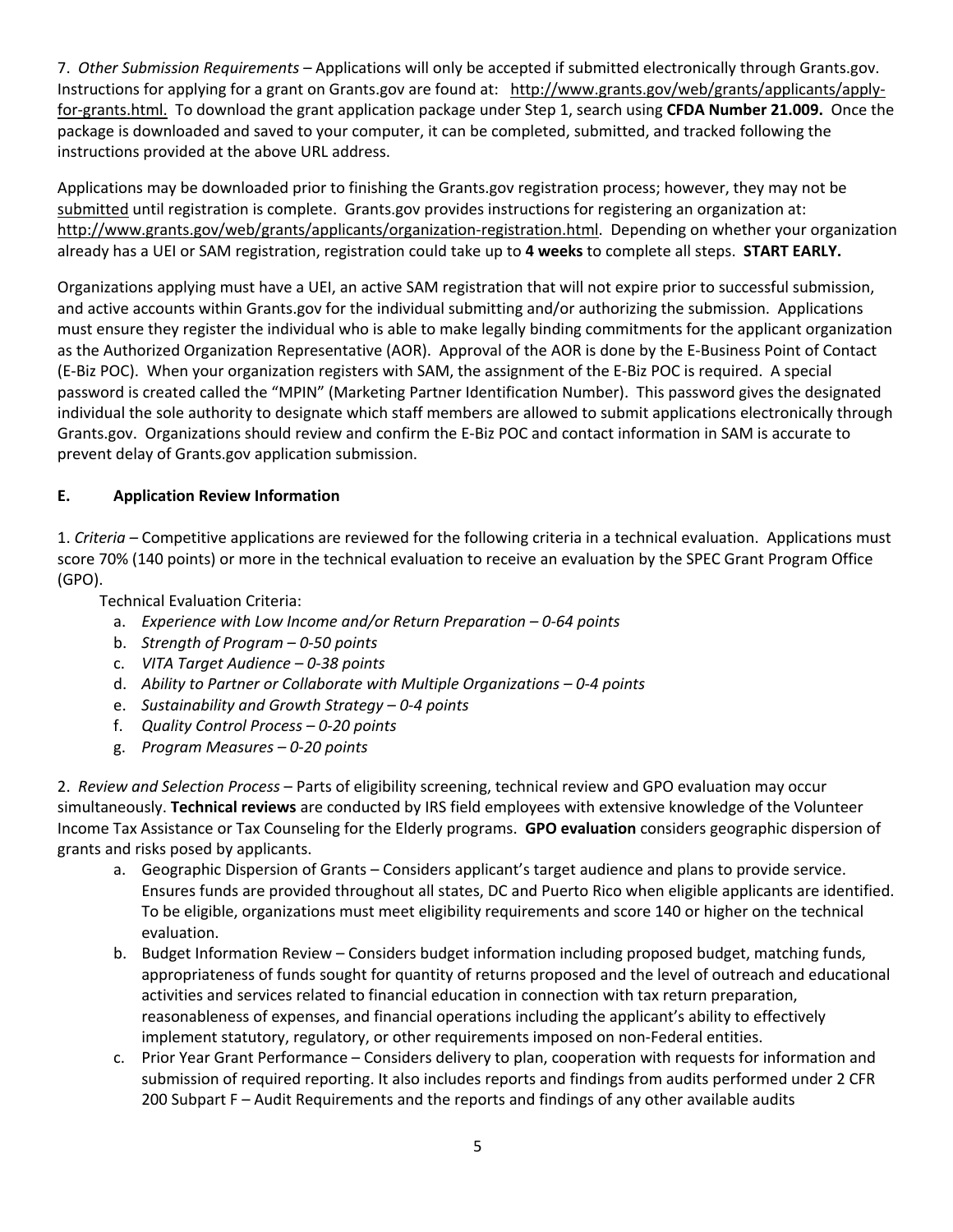7. *Other Submission Requirements* – Applications will only be accepted if submitted electronically through Grants.gov. Instructions for applying for a grant on Grants.gov are found at: http://www.grants.gov/web/grants/applicants/apply-for-grants.html. To download the grant application package under Step 1, search using **CFDA Number 21.009.** Once the package is downloaded and saved to your computer, it can be completed, submitted, and tracked following the instructions provided at the above URL address.

Applications may be downloaded prior to finishing the Grants.gov registration process; however, they may not be submitted until registration is complete. Grants.gov provides instructions for registering an organization at: http://www.grants.gov/web/grants/applicants/organization-registration.html. Depending on whether your organization already has a UEI or SAM registration, registration could take up to **4 weeks** to complete all steps. **START EARLY.**

Organizations applying must have a UEI, an active SAM registration that will not expire prior to successful submission, and active accounts within Grants.gov for the individual submitting and/or authorizing the submission. Applications must ensure they register the individual who is able to make legally binding commitments for the applicant organization as the Authorized Organization Representative (AOR). Approval of the AOR is done by the E-Business Point of Contact (E-Biz POC). When your organization registers with SAM, the assignment of the E-Biz POC is required. A special password is created called the "MPIN" (Marketing Partner Identification Number). This password gives the designated individual the sole authority to designate which staff members are allowed to submit applications electronically through Grants.gov. Organizations should review and confirm the E-Biz POC and contact information in SAM is accurate to prevent delay of Grants.gov application submission.

## E. Application Review Information

1. *Criteria* – Competitive applications are reviewed for the following criteria in a technical evaluation. Applications must score 70% (140 points) or more in the technical evaluation to receive an evaluation by the SPEC Grant Program Office (GPO).

Technical Evaluation Criteria:

a. *Experience with Low Income and/or Return Preparation – 0-64 points*
b. *Strength of Program – 0-50 points*
c. *VITA Target Audience – 0-38 points*
d. *Ability to Partner or Collaborate with Multiple Organizations – 0-4 points*
e. *Sustainability and Growth Strategy – 0-4 points*
f. *Quality Control Process – 0-20 points*
g. *Program Measures – 0-20 points*

2. *Review and Selection Process* – Parts of eligibility screening, technical review and GPO evaluation may occur simultaneously. **Technical reviews** are conducted by IRS field employees with extensive knowledge of the Volunteer Income Tax Assistance or Tax Counseling for the Elderly programs. **GPO evaluation** considers geographic dispersion of grants and risks posed by applicants.

a. Geographic Dispersion of Grants – Considers applicant's target audience and plans to provide service. Ensures funds are provided throughout all states, DC and Puerto Rico when eligible applicants are identified. To be eligible, organizations must meet eligibility requirements and score 140 or higher on the technical evaluation.
b. Budget Information Review – Considers budget information including proposed budget, matching funds, appropriateness of funds sought for quantity of returns proposed and the level of outreach and educational activities and services related to financial education in connection with tax return preparation, reasonableness of expenses, and financial operations including the applicant's ability to effectively implement statutory, regulatory, or other requirements imposed on non-Federal entities.
c. Prior Year Grant Performance – Considers delivery to plan, cooperation with requests for information and submission of required reporting. It also includes reports and findings from audits performed under 2 CFR 200 Subpart F – Audit Requirements and the reports and findings of any other available audits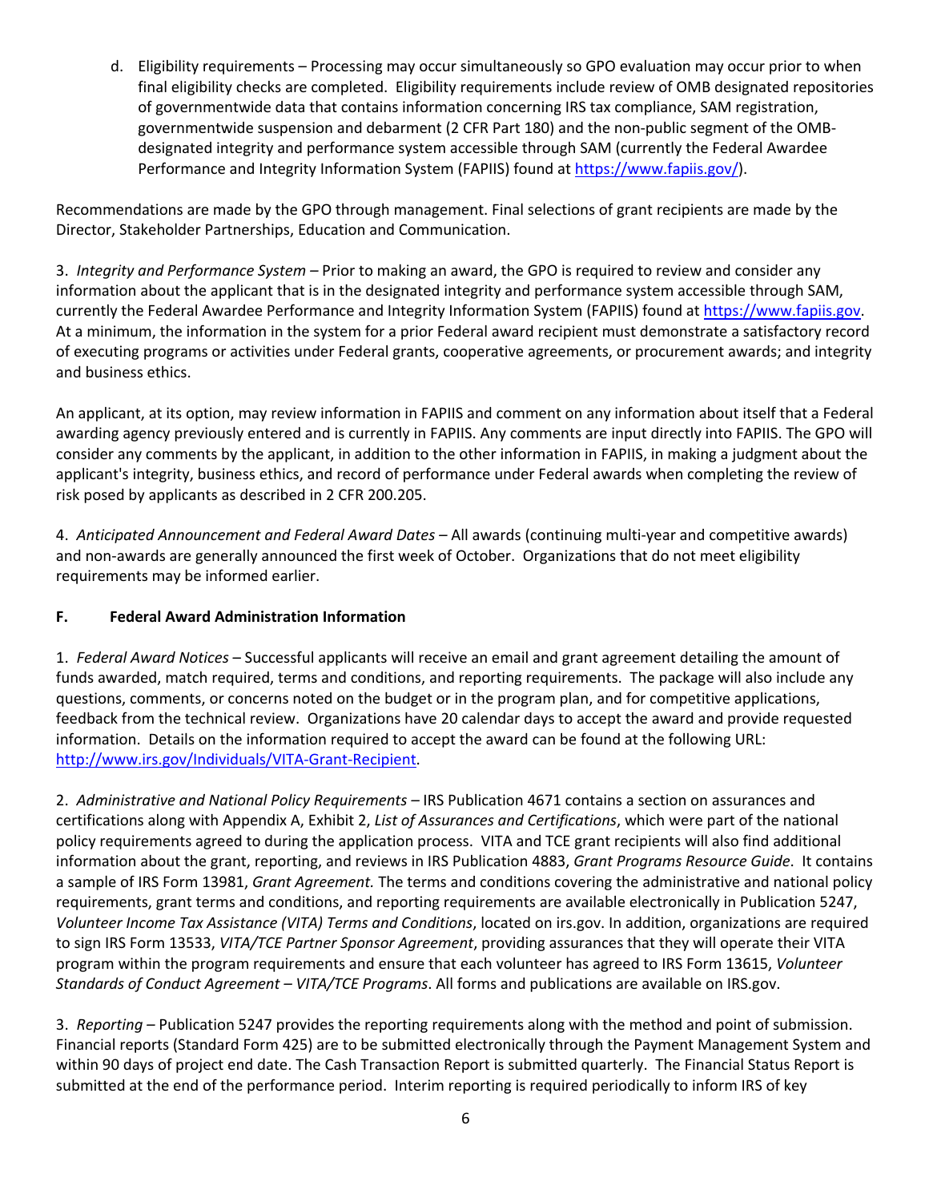d. Eligibility requirements – Processing may occur simultaneously so GPO evaluation may occur prior to when final eligibility checks are completed. Eligibility requirements include review of OMB designated repositories of governmentwide data that contains information concerning IRS tax compliance, SAM registration, governmentwide suspension and debarment (2 CFR Part 180) and the non-public segment of the OMB-designated integrity and performance system accessible through SAM (currently the Federal Awardee Performance and Integrity Information System (FAPIIS) found at https://www.fapiis.gov/).

Recommendations are made by the GPO through management. Final selections of grant recipients are made by the Director, Stakeholder Partnerships, Education and Communication.

3. *Integrity and Performance System* – Prior to making an award, the GPO is required to review and consider any information about the applicant that is in the designated integrity and performance system accessible through SAM, currently the Federal Awardee Performance and Integrity Information System (FAPIIS) found at https://www.fapiis.gov. At a minimum, the information in the system for a prior Federal award recipient must demonstrate a satisfactory record of executing programs or activities under Federal grants, cooperative agreements, or procurement awards; and integrity and business ethics.

An applicant, at its option, may review information in FAPIIS and comment on any information about itself that a Federal awarding agency previously entered and is currently in FAPIIS. Any comments are input directly into FAPIIS. The GPO will consider any comments by the applicant, in addition to the other information in FAPIIS, in making a judgment about the applicant's integrity, business ethics, and record of performance under Federal awards when completing the review of risk posed by applicants as described in 2 CFR 200.205.

4. *Anticipated Announcement and Federal Award Dates* – All awards (continuing multi-year and competitive awards) and non-awards are generally announced the first week of October. Organizations that do not meet eligibility requirements may be informed earlier.

## F. Federal Award Administration Information

1. *Federal Award Notices* – Successful applicants will receive an email and grant agreement detailing the amount of funds awarded, match required, terms and conditions, and reporting requirements. The package will also include any questions, comments, or concerns noted on the budget or in the program plan, and for competitive applications, feedback from the technical review. Organizations have 20 calendar days to accept the award and provide requested information. Details on the information required to accept the award can be found at the following URL: http://www.irs.gov/Individuals/VITA-Grant-Recipient.

2. *Administrative and National Policy Requirements* – IRS Publication 4671 contains a section on assurances and certifications along with Appendix A, Exhibit 2, *List of Assurances and Certifications*, which were part of the national policy requirements agreed to during the application process. VITA and TCE grant recipients will also find additional information about the grant, reporting, and reviews in IRS Publication 4883, *Grant Programs Resource Guide*. It contains a sample of IRS Form 13981, *Grant Agreement.* The terms and conditions covering the administrative and national policy requirements, grant terms and conditions, and reporting requirements are available electronically in Publication 5247, *Volunteer Income Tax Assistance (VITA) Terms and Conditions*, located on irs.gov. In addition, organizations are required to sign IRS Form 13533, *VITA/TCE Partner Sponsor Agreement*, providing assurances that they will operate their VITA program within the program requirements and ensure that each volunteer has agreed to IRS Form 13615, *Volunteer Standards of Conduct Agreement – VITA/TCE Programs*. All forms and publications are available on IRS.gov.

3. *Reporting* – Publication 5247 provides the reporting requirements along with the method and point of submission. Financial reports (Standard Form 425) are to be submitted electronically through the Payment Management System and within 90 days of project end date. The Cash Transaction Report is submitted quarterly. The Financial Status Report is submitted at the end of the performance period. Interim reporting is required periodically to inform IRS of key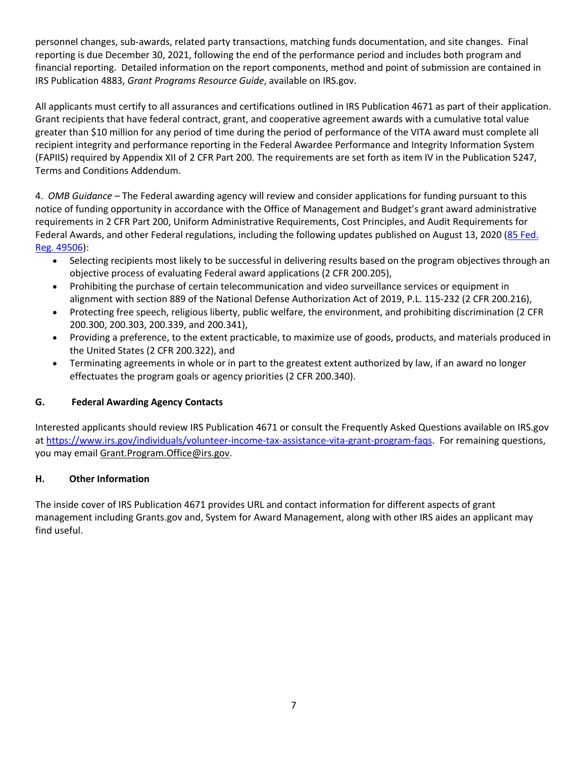personnel changes, sub-awards, related party transactions, matching funds documentation, and site changes. Final reporting is due December 30, 2021, following the end of the performance period and includes both program and financial reporting. Detailed information on the report components, method and point of submission are contained in IRS Publication 4883, *Grant Programs Resource Guide*, available on IRS.gov.

All applicants must certify to all assurances and certifications outlined in IRS Publication 4671 as part of their application. Grant recipients that have federal contract, grant, and cooperative agreement awards with a cumulative total value greater than $10 million for any period of time during the period of performance of the VITA award must complete all recipient integrity and performance reporting in the Federal Awardee Performance and Integrity Information System (FAPIIS) required by Appendix XII of 2 CFR Part 200. The requirements are set forth as item IV in the Publication 5247, Terms and Conditions Addendum.

4. *OMB Guidance* – The Federal awarding agency will review and consider applications for funding pursuant to this notice of funding opportunity in accordance with the Office of Management and Budget's grant award administrative requirements in 2 CFR Part 200, Uniform Administrative Requirements, Cost Principles, and Audit Requirements for Federal Awards, and other Federal regulations, including the following updates published on August 13, 2020 (85 Fed. Reg. 49506):

- Selecting recipients most likely to be successful in delivering results based on the program objectives through an objective process of evaluating Federal award applications (2 CFR 200.205),
- Prohibiting the purchase of certain telecommunication and video surveillance services or equipment in alignment with section 889 of the National Defense Authorization Act of 2019, P.L. 115-232 (2 CFR 200.216),
- Protecting free speech, religious liberty, public welfare, the environment, and prohibiting discrimination (2 CFR 200.300, 200.303, 200.339, and 200.341),
- Providing a preference, to the extent practicable, to maximize use of goods, products, and materials produced in the United States (2 CFR 200.322), and
- Terminating agreements in whole or in part to the greatest extent authorized by law, if an award no longer effectuates the program goals or agency priorities (2 CFR 200.340).

## G. Federal Awarding Agency Contacts

Interested applicants should review IRS Publication 4671 or consult the Frequently Asked Questions available on IRS.gov at https://www.irs.gov/individuals/volunteer-income-tax-assistance-vita-grant-program-faqs. For remaining questions, you may email Grant.Program.Office@irs.gov.

## H. Other Information

The inside cover of IRS Publication 4671 provides URL and contact information for different aspects of grant management including Grants.gov and, System for Award Management, along with other IRS aides an applicant may find useful.